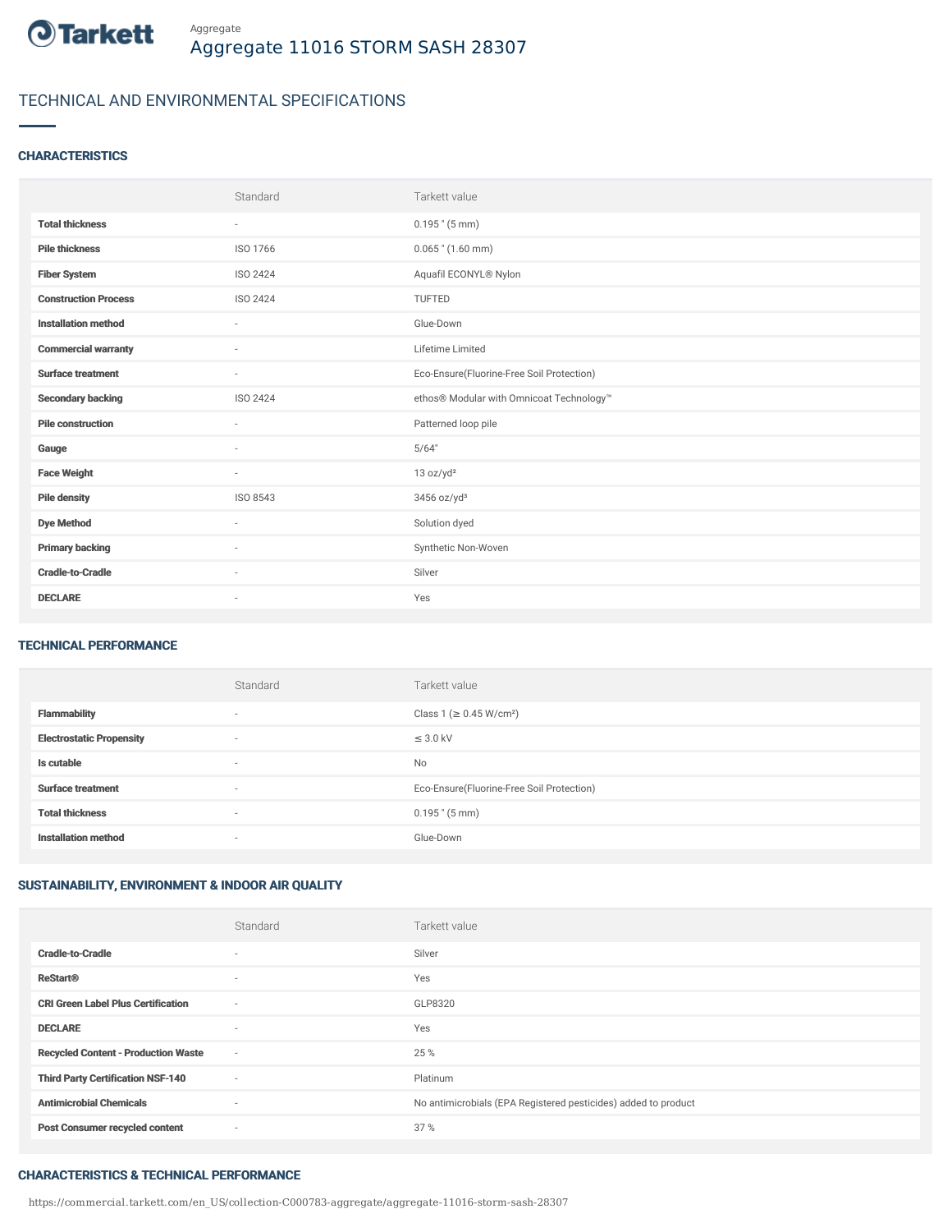Tarkett

Aggregate

# Aggregate 11016 STORM SASH 28307

## TECHNICAL AND ENVIRONMENTAL SPECIFICATIONS

### CHARACTERISTICS

| | Standard | Tarkett value |
|---|---|---|
| **Total thickness** | - | 0.195 " (5 mm) |
| **Pile thickness** | ISO 1766 | 0.065 " (1.60 mm) |
| **Fiber System** | ISO 2424 | Aquafil ECONYL® Nylon |
| **Construction Process** | ISO 2424 | TUFTED |
| **Installation method** | - | Glue-Down |
| **Commercial warranty** | - | Lifetime Limited |
| **Surface treatment** | - | Eco-Ensure(Fluorine-Free Soil Protection) |
| **Secondary backing** | ISO 2424 | ethos® Modular with Omnicoat Technology™ |
| **Pile construction** | - | Patterned loop pile |
| **Gauge** | - | 5/64" |
| **Face Weight** | - | 13 oz/yd² |
| **Pile density** | ISO 8543 | 3456 oz/yd³ |
| **Dye Method** | - | Solution dyed |
| **Primary backing** | - | Synthetic Non-Woven |
| **Cradle-to-Cradle** | - | Silver |
| **DECLARE** | - | Yes |

### TECHNICAL PERFORMANCE

| | Standard | Tarkett value |
|---|---|---|
| **Flammability** | - | Class 1 (≥ 0.45 W/cm²) |
| **Electrostatic Propensity** | - | ≤ 3.0 kV |
| **Is cutable** | - | No |
| **Surface treatment** | - | Eco-Ensure(Fluorine-Free Soil Protection) |
| **Total thickness** | - | 0.195 " (5 mm) |
| **Installation method** | - | Glue-Down |

### SUSTAINABILITY, ENVIRONMENT & INDOOR AIR QUALITY

| | Standard | Tarkett value |
|---|---|---|
| **Cradle-to-Cradle** | - | Silver |
| **ReStart®** | - | Yes |
| **CRI Green Label Plus Certification** | - | GLP8320 |
| **DECLARE** | - | Yes |
| **Recycled Content - Production Waste** | - | 25 % |
| **Third Party Certification NSF-140** | - | Platinum |
| **Antimicrobial Chemicals** | - | No antimicrobials (EPA Registered pesticides) added to product |
| **Post Consumer recycled content** | - | 37 % |

### CHARACTERISTICS & TECHNICAL PERFORMANCE

https://commercial.tarkett.com/en_US/collection-C000783-aggregate/aggregate-11016-storm-sash-28307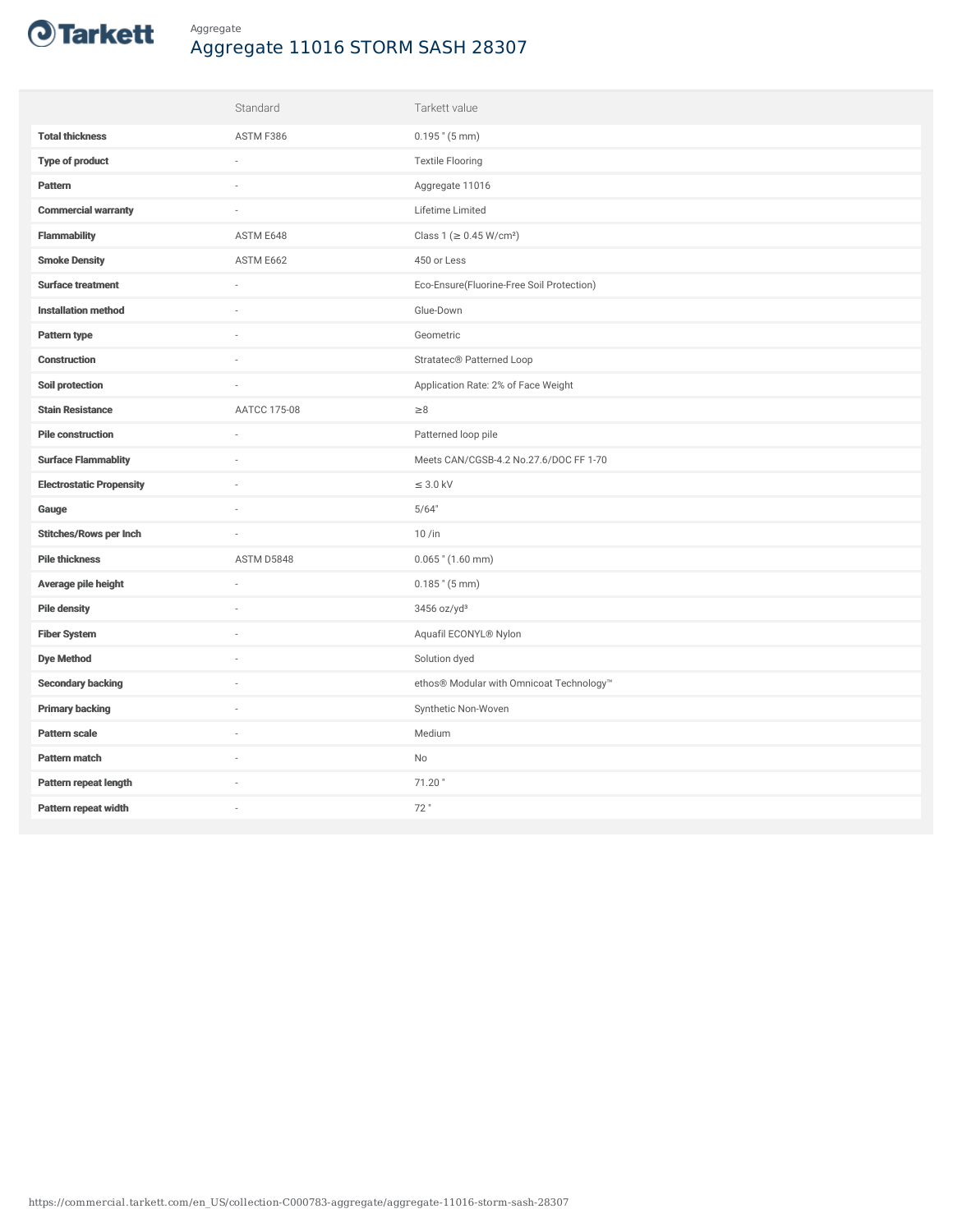Aggregate

# Aggregate 11016 STORM SASH 28307

| | Standard | Tarkett value |
|---|---|---|
| **Total thickness** | ASTM F386 | 0.195 " (5 mm) |
| **Type of product** | - | Textile Flooring |
| **Pattern** | - | Aggregate 11016 |
| **Commercial warranty** | - | Lifetime Limited |
| **Flammability** | ASTM E648 | Class 1 (≥ 0.45 W/cm²) |
| **Smoke Density** | ASTM E662 | 450 or Less |
| **Surface treatment** | - | Eco-Ensure(Fluorine-Free Soil Protection) |
| **Installation method** | - | Glue-Down |
| **Pattern type** | - | Geometric |
| **Construction** | - | Stratatec® Patterned Loop |
| **Soil protection** | - | Application Rate: 2% of Face Weight |
| **Stain Resistance** | AATCC 175-08 | ≥8 |
| **Pile construction** | - | Patterned loop pile |
| **Surface Flammablity** | - | Meets CAN/CGSB-4.2 No.27.6/DOC FF 1-70 |
| **Electrostatic Propensity** | - | ≤ 3.0 kV |
| **Gauge** | - | 5/64" |
| **Stitches/Rows per Inch** | - | 10 /in |
| **Pile thickness** | ASTM D5848 | 0.065 " (1.60 mm) |
| **Average pile height** | - | 0.185 " (5 mm) |
| **Pile density** | - | 3456 oz/yd³ |
| **Fiber System** | - | Aquafil ECONYL® Nylon |
| **Dye Method** | - | Solution dyed |
| **Secondary backing** | - | ethos® Modular with Omnicoat Technology™ |
| **Primary backing** | - | Synthetic Non-Woven |
| **Pattern scale** | - | Medium |
| **Pattern match** | - | No |
| **Pattern repeat length** | - | 71.20 " |
| **Pattern repeat width** | - | 72 " |

https://commercial.tarkett.com/en_US/collection-C000783-aggregate/aggregate-11016-storm-sash-28307